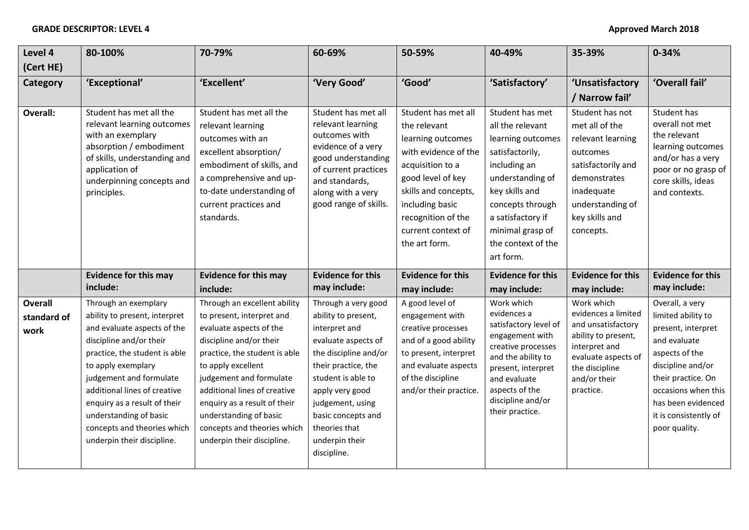**GRADE DESCRIPTOR: LEVEL 4** **Approved March 2018**

| Level 4 (Cert HE) | 80-100% | 70-79% | 60-69% | 50-59% | 40-49% | 35-39% | 0-34% |
|---|---|---|---|---|---|---|---|
| **Category** | **'Exceptional'** | **'Excellent'** | **'Very Good'** | **'Good'** | **'Satisfactory'** | **'Unsatisfactory / Narrow fail'** | **'Overall fail'** |
| **Overall:** | Student has met all the relevant learning outcomes with an exemplary absorption / embodiment of skills, understanding and application of underpinning concepts and principles. | Student has met all the relevant learning outcomes with an excellent absorption/ embodiment of skills, and a comprehensive and up-to-date understanding of current practices and standards. | Student has met all relevant learning outcomes with evidence of a very good understanding of current practices and standards, along with a very good range of skills. | Student has met all the relevant learning outcomes with evidence of the acquisition to a good level of key skills and concepts, including basic recognition of the current context of the art form. | Student has met all the relevant learning outcomes satisfactorily, including an understanding of key skills and concepts through a satisfactory if minimal grasp of the context of the art form. | Student has not met all of the relevant learning outcomes satisfactorily and demonstrates inadequate understanding of key skills and concepts. | Student has overall not met the relevant learning outcomes and/or has a very poor or no grasp of core skills, ideas and contexts. |
| | **Evidence for this may include:** | **Evidence for this may include:** | **Evidence for this may include:** | **Evidence for this may include:** | **Evidence for this may include:** | **Evidence for this may include:** | **Evidence for this may include:** |
| **Overall standard of work** | Through an exemplary ability to present, interpret and evaluate aspects of the discipline and/or their practice, the student is able to apply exemplary judgement and formulate additional lines of creative enquiry as a result of their understanding of basic concepts and theories which underpin their discipline. | Through an excellent ability to present, interpret and evaluate aspects of the discipline and/or their practice, the student is able to apply excellent judgement and formulate additional lines of creative enquiry as a result of their understanding of basic concepts and theories which underpin their discipline. | Through a very good ability to present, interpret and evaluate aspects of the discipline and/or their practice, the student is able to apply very good judgement, using basic concepts and theories that underpin their discipline. | A good level of engagement with creative processes and of a good ability to present, interpret and evaluate aspects of the discipline and/or their practice. | Work which evidences a satisfactory level of engagement with creative processes and the ability to present, interpret and evaluate aspects of the discipline and/or their practice. | Work which evidences a limited and unsatisfactory ability to present, interpret and evaluate aspects of the discipline and/or their practice. | Overall, a very limited ability to present, interpret and evaluate aspects of the discipline and/or their practice. On occasions when this has been evidenced it is consistently of poor quality. |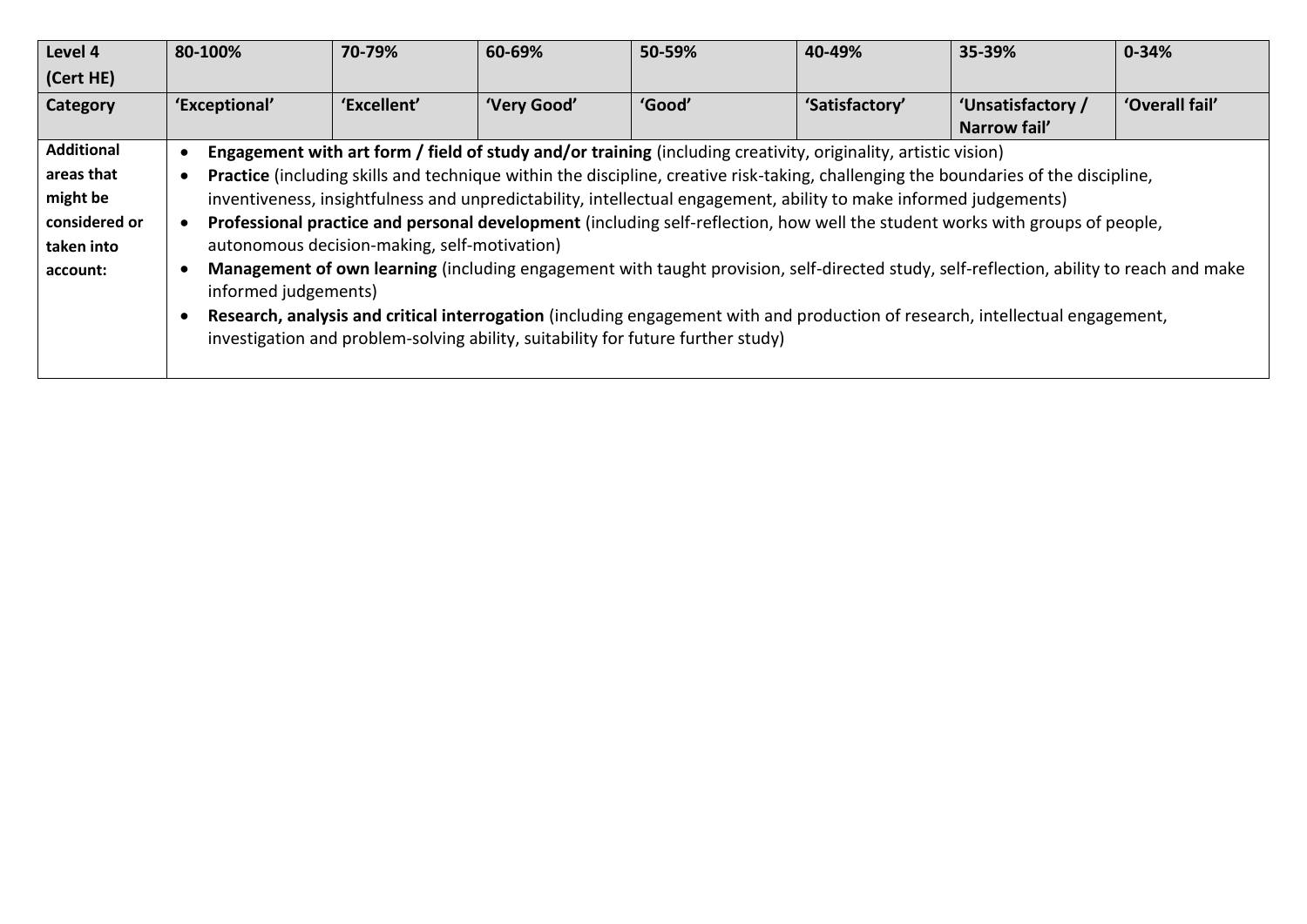| Level 4 (Cert HE) | 80-100% | 70-79% | 60-69% | 50-59% | 40-49% | 35-39% | 0-34% |
|---|---|---|---|---|---|---|---|
| **Category** | **'Exceptional'** | **'Excellent'** | **'Very Good'** | **'Good'** | **'Satisfactory'** | **'Unsatisfactory / Narrow fail'** | **'Overall fail'** |
| **Additional areas that might be considered or taken into account:** | • **Engagement with art form / field of study and/or training** (including creativity, originality, artistic vision)<br>• **Practice** (including skills and technique within the discipline, creative risk-taking, challenging the boundaries of the discipline, inventiveness, insightfulness and unpredictability, intellectual engagement, ability to make informed judgements)<br>• **Professional practice and personal development** (including self-reflection, how well the student works with groups of people, autonomous decision-making, self-motivation)<br>• **Management of own learning** (including engagement with taught provision, self-directed study, self-reflection, ability to reach and make informed judgements)<br>• **Research, analysis and critical interrogation** (including engagement with and production of research, intellectual engagement, investigation and problem-solving ability, suitability for future further study) | | | | | | |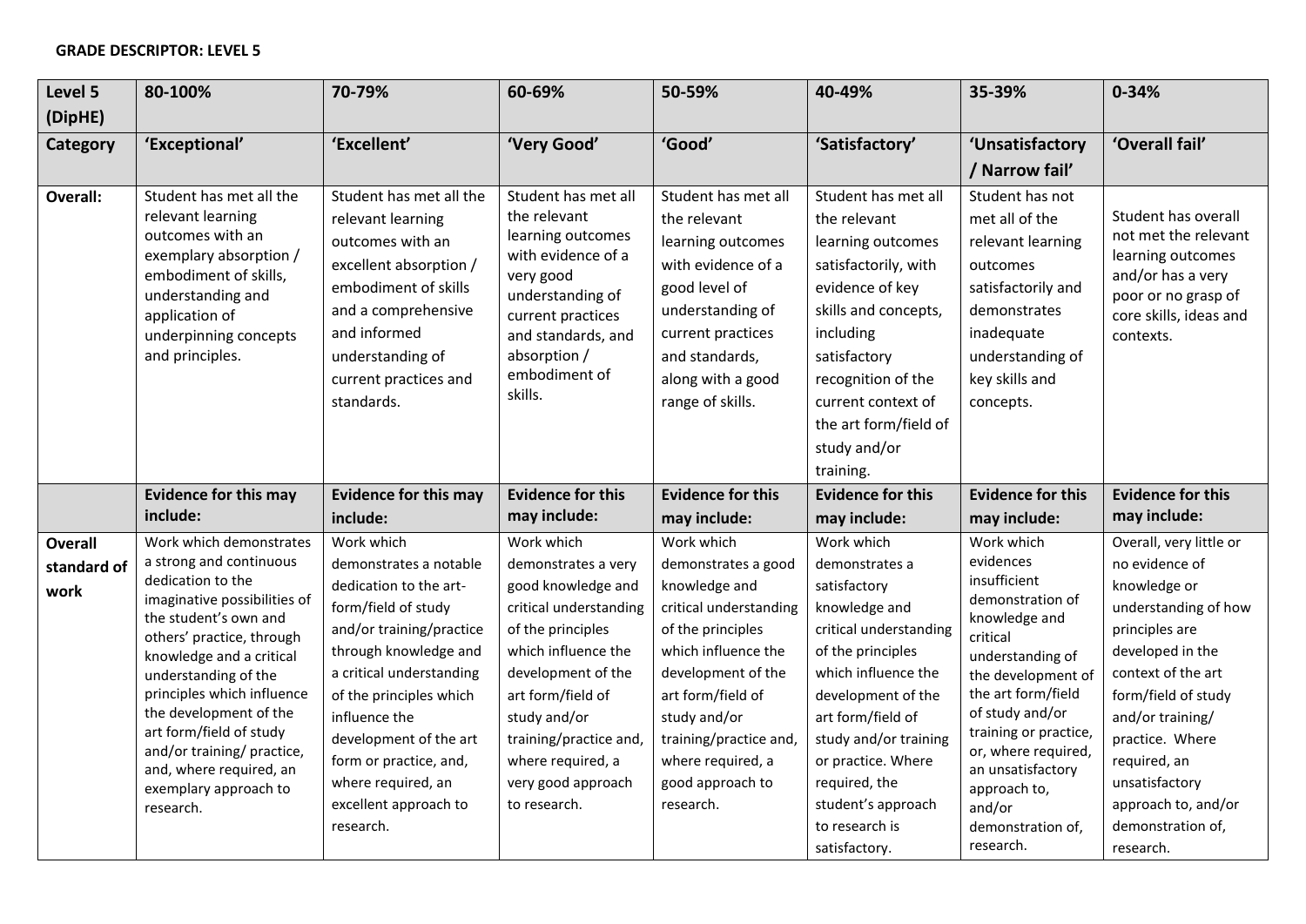**GRADE DESCRIPTOR: LEVEL 5**

| Level 5 (DipHE) | 80-100% | 70-79% | 60-69% | 50-59% | 40-49% | 35-39% | 0-34% |
|---|---|---|---|---|---|---|---|
| **Category** | **'Exceptional'** | **'Excellent'** | **'Very Good'** | **'Good'** | **'Satisfactory'** | **'Unsatisfactory / Narrow fail'** | **'Overall fail'** |
| **Overall:** | Student has met all the relevant learning outcomes with an exemplary absorption / embodiment of skills, understanding and application of underpinning concepts and principles. | Student has met all the relevant learning outcomes with an excellent absorption / embodiment of skills and a comprehensive and informed understanding of current practices and standards. | Student has met all the relevant learning outcomes with evidence of a very good understanding of current practices and standards, and absorption / embodiment of skills. | Student has met all the relevant learning outcomes with evidence of a good level of understanding of current practices and standards, along with a good range of skills. | Student has met all the relevant learning outcomes satisfactorily, with evidence of key skills and concepts, including satisfactory recognition of the current context of the art form/field of study and/or training. | Student has not met all of the relevant learning outcomes satisfactorily and demonstrates inadequate understanding of key skills and concepts. | Student has overall not met the relevant learning outcomes and/or has a very poor or no grasp of core skills, ideas and contexts. |
| | **Evidence for this may include:** | **Evidence for this may include:** | **Evidence for this may include:** | **Evidence for this may include:** | **Evidence for this may include:** | **Evidence for this may include:** | **Evidence for this may include:** |
| **Overall standard of work** | Work which demonstrates a strong and continuous dedication to the imaginative possibilities of the student's own and others' practice, through knowledge and a critical understanding of the principles which influence the development of the art form/field of study and/or training/ practice, and, where required, an exemplary approach to research. | Work which demonstrates a notable dedication to the art-form/field of study and/or training/practice through knowledge and a critical understanding of the principles which influence the development of the art form or practice, and, where required, an excellent approach to research. | Work which demonstrates a very good knowledge and critical understanding of the principles which influence the development of the art form/field of study and/or training/practice and, where required, a very good approach to research. | Work which demonstrates a good knowledge and critical understanding of the principles which influence the development of the art form/field of study and/or training/practice and, where required, a good approach to research. | Work which demonstrates a satisfactory knowledge and critical understanding of the principles which influence the development of the art form/field of study and/or training or practice. Where required, the student's approach to research is satisfactory. | Work which evidences insufficient demonstration of knowledge and critical understanding of the development of the art form/field of study and/or training or practice, or, where required, an unsatisfactory approach to, and/or demonstration of, research. | Overall, very little or no evidence of knowledge or understanding of how principles are developed in the context of the art form/field of study and/or training/ practice. Where required, an unsatisfactory approach to, and/or demonstration of, research. |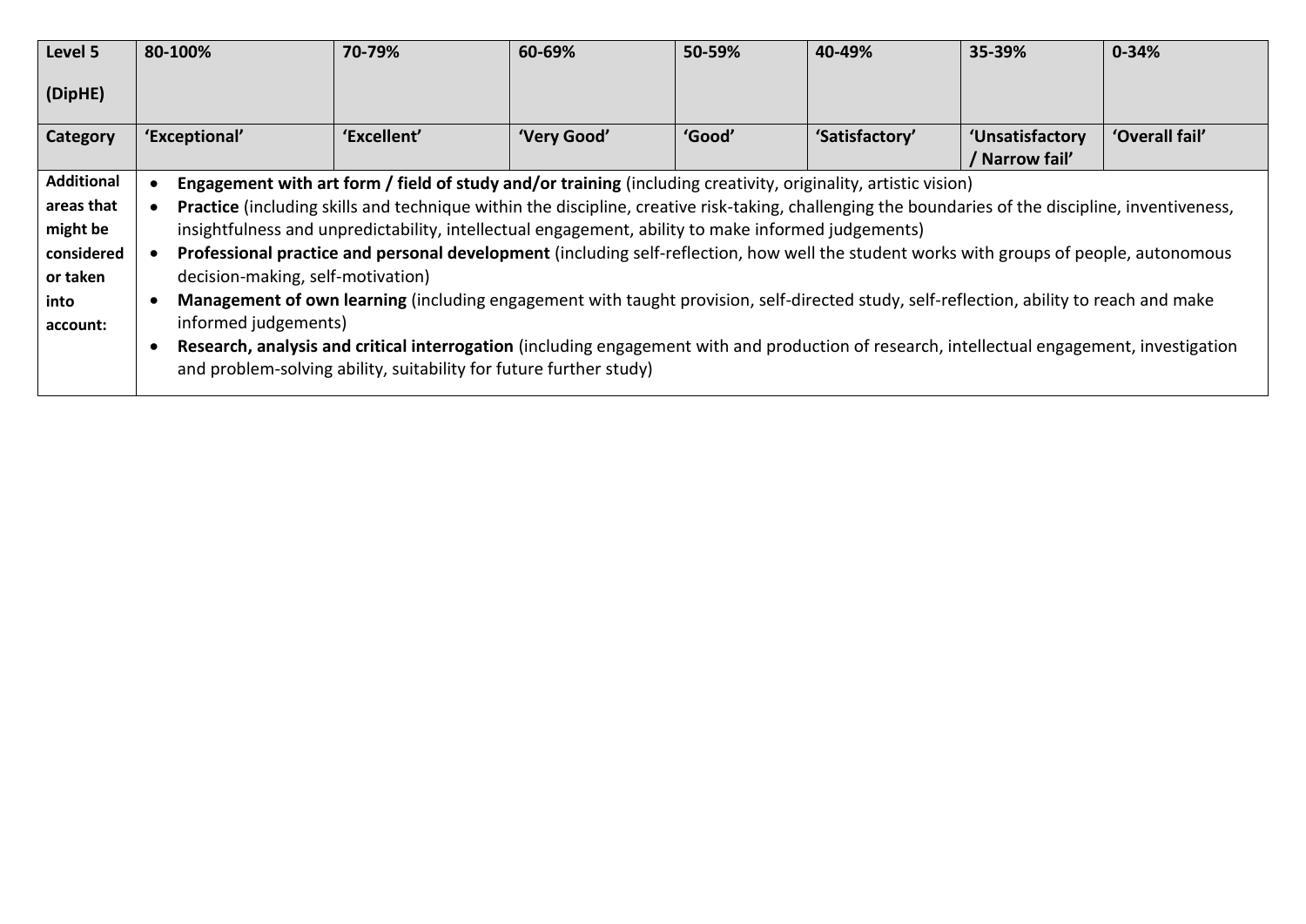| Level 5 (DipHE) | 80-100% | 70-79% | 60-69% | 50-59% | 40-49% | 35-39% | 0-34% |
|---|---|---|---|---|---|---|---|
| **Category** | **'Exceptional'** | **'Excellent'** | **'Very Good'** | **'Good'** | **'Satisfactory'** | **'Unsatisfactory / Narrow fail'** | **'Overall fail'** |
| **Additional areas that might be considered or taken into account:** | • **Engagement with art form / field of study and/or training** (including creativity, originality, artistic vision)<br>• **Practice** (including skills and technique within the discipline, creative risk-taking, challenging the boundaries of the discipline, inventiveness, insightfulness and unpredictability, intellectual engagement, ability to make informed judgements)<br>• **Professional practice and personal development** (including self-reflection, how well the student works with groups of people, autonomous decision-making, self-motivation)<br>• **Management of own learning** (including engagement with taught provision, self-directed study, self-reflection, ability to reach and make informed judgements)<br>• **Research, analysis and critical interrogation** (including engagement with and production of research, intellectual engagement, investigation and problem-solving ability, suitability for future further study) | | | | | | |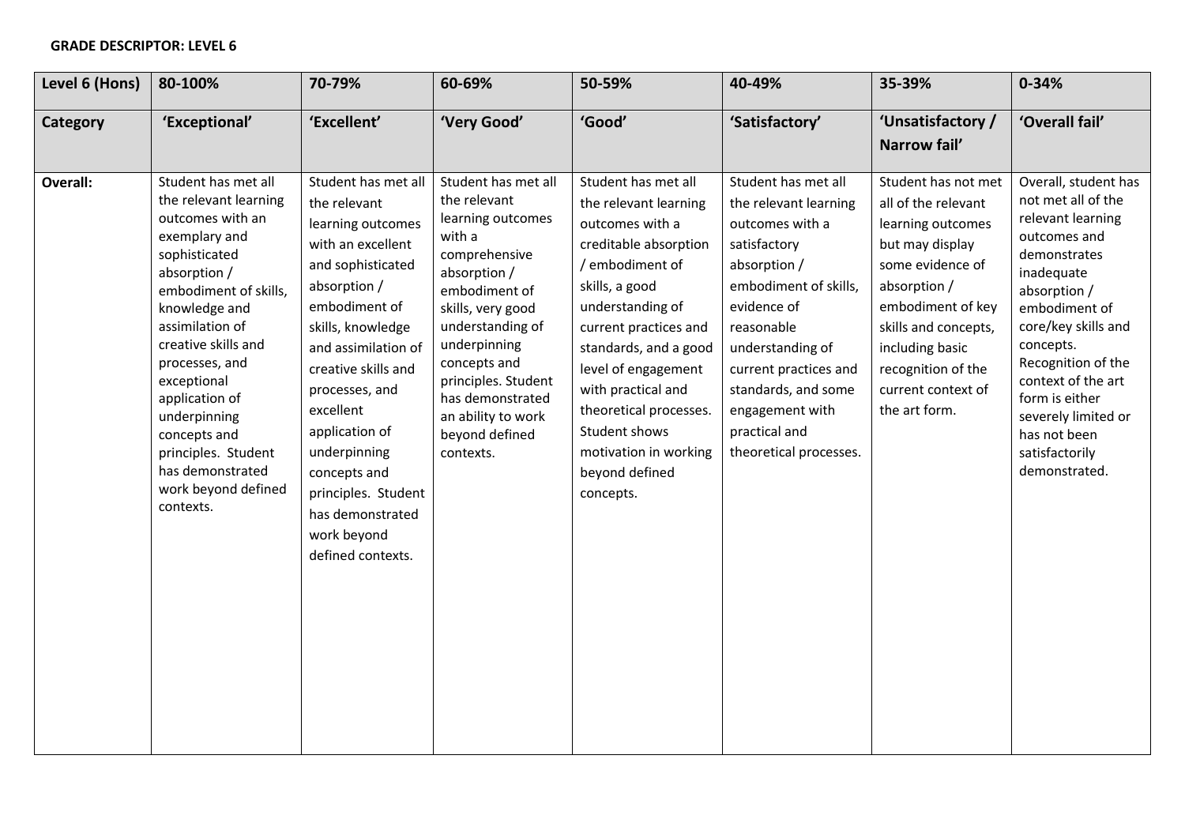**GRADE DESCRIPTOR: LEVEL 6**

| Level 6 (Hons) | 80-100% | 70-79% | 60-69% | 50-59% | 40-49% | 35-39% | 0-34% |
|---|---|---|---|---|---|---|---|
| **Category** | **'Exceptional'** | **'Excellent'** | **'Very Good'** | **'Good'** | **'Satisfactory'** | **'Unsatisfactory / Narrow fail'** | **'Overall fail'** |
| **Overall:** | Student has met all the relevant learning outcomes with an exemplary and sophisticated absorption / embodiment of skills, knowledge and assimilation of creative skills and processes, and exceptional application of underpinning concepts and principles. Student has demonstrated work beyond defined contexts. | Student has met all the relevant learning outcomes with an excellent and sophisticated absorption / embodiment of skills, knowledge and assimilation of creative skills and processes, and excellent application of underpinning concepts and principles. Student has demonstrated work beyond defined contexts. | Student has met all the relevant learning outcomes with a comprehensive absorption / embodiment of skills, very good understanding of underpinning concepts and principles. Student has demonstrated an ability to work beyond defined contexts. | Student has met all the relevant learning outcomes with a creditable absorption / embodiment of skills, a good understanding of current practices and standards, and a good level of engagement with practical and theoretical processes. Student shows motivation in working beyond defined concepts. | Student has met all the relevant learning outcomes with a satisfactory absorption / embodiment of skills, evidence of reasonable understanding of current practices and standards, and some engagement with practical and theoretical processes. | Student has not met all of the relevant learning outcomes but may display some evidence of absorption / embodiment of key skills and concepts, including basic recognition of the current context of the art form. | Overall, student has not met all of the relevant learning outcomes and demonstrates inadequate absorption / embodiment of core/key skills and concepts. Recognition of the context of the art form is either severely limited or has not been satisfactorily demonstrated. |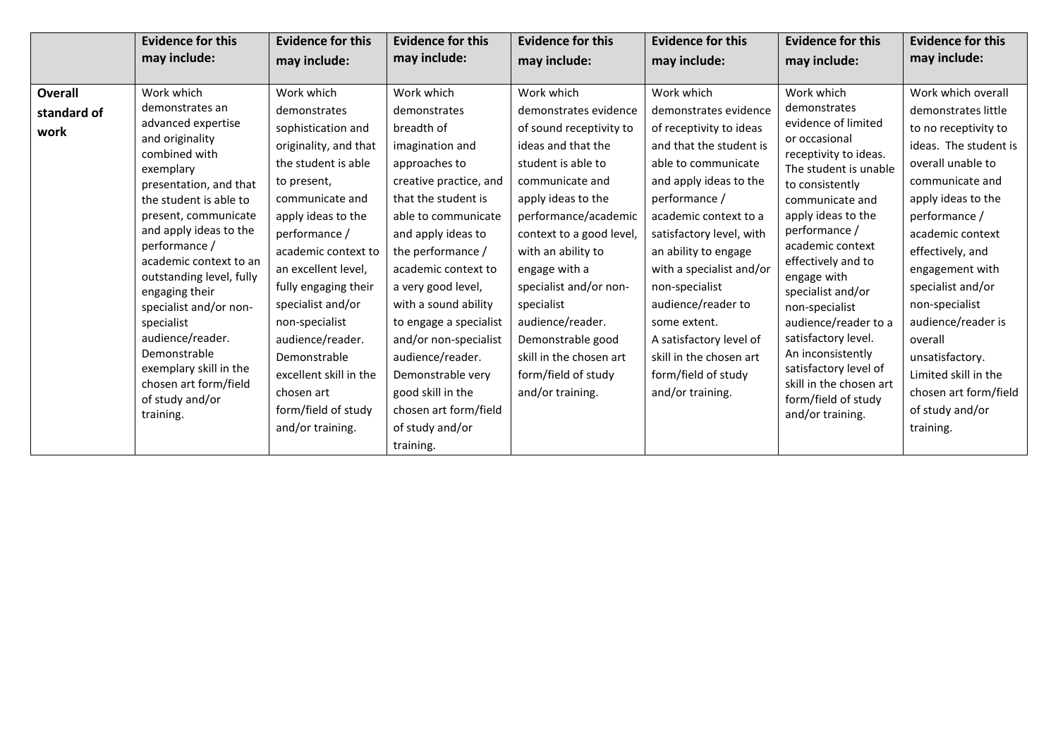| | Evidence for this may include: | Evidence for this may include: | Evidence for this may include: | Evidence for this may include: | Evidence for this may include: | Evidence for this may include: | Evidence for this may include: |
|---|---|---|---|---|---|---|---|
| **Overall standard of work** | Work which demonstrates an advanced expertise and originality combined with exemplary presentation, and that the student is able to present, communicate and apply ideas to the performance / academic context to an outstanding level, fully engaging their specialist and/or non-specialist audience/reader. Demonstrable exemplary skill in the chosen art form/field of study and/or training. | Work which demonstrates sophistication and originality, and that the student is able to present, communicate and apply ideas to the performance / academic context to an excellent level, fully engaging their specialist and/or non-specialist audience/reader. Demonstrable excellent skill in the chosen art form/field of study and/or training. | Work which demonstrates breadth of imagination and approaches to creative practice, and that the student is able to communicate and apply ideas to the performance / academic context to a very good level, with a sound ability to engage a specialist and/or non-specialist audience/reader. Demonstrable very good skill in the chosen art form/field of study and/or training. | Work which demonstrates evidence of sound receptivity to ideas and that the student is able to communicate and apply ideas to the performance/academic context to a good level, with an ability to engage with a specialist and/or non-specialist audience/reader. Demonstrable good skill in the chosen art form/field of study and/or training. | Work which demonstrates evidence of receptivity to ideas and that the student is able to communicate and apply ideas to the performance / academic context to a satisfactory level, with an ability to engage with a specialist and/or non-specialist audience/reader to some extent. A satisfactory level of skill in the chosen art form/field of study and/or training. | Work which demonstrates evidence of limited or occasional receptivity to ideas. The student is unable to consistently communicate and apply ideas to the performance / academic context effectively and to engage with specialist and/or non-specialist audience/reader to a satisfactory level. An inconsistently satisfactory level of skill in the chosen art form/field of study and/or training. | Work which overall demonstrates little to no receptivity to ideas. The student is overall unable to communicate and apply ideas to the performance / academic context effectively, and engagement with specialist and/or non-specialist audience/reader is overall unsatisfactory. Limited skill in the chosen art form/field of study and/or training. |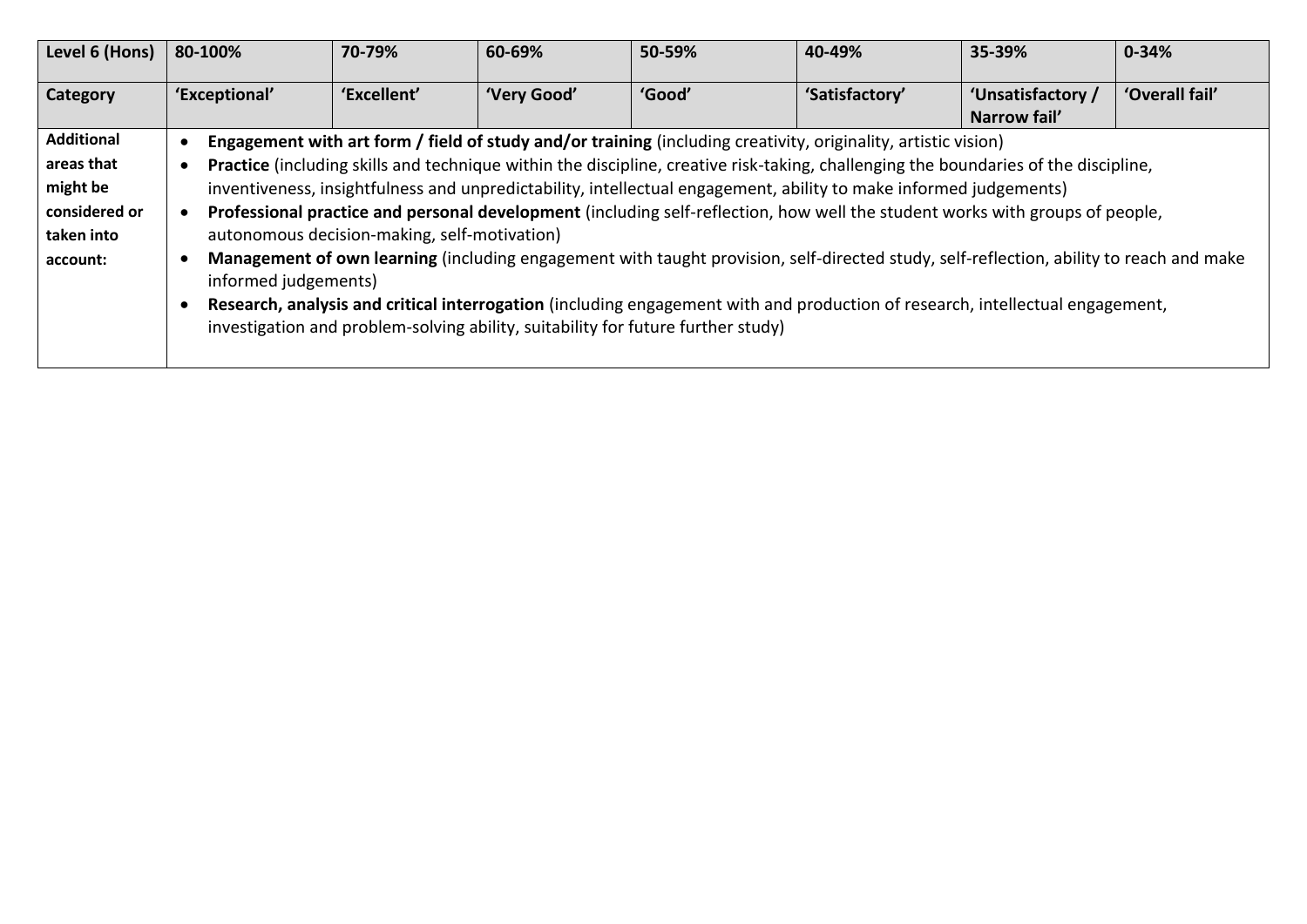| Level 6 (Hons) | 80-100% | 70-79% | 60-69% | 50-59% | 40-49% | 35-39% | 0-34% |
|---|---|---|---|---|---|---|---|
| **Category** | **'Exceptional'** | **'Excellent'** | **'Very Good'** | **'Good'** | **'Satisfactory'** | **'Unsatisfactory / Narrow fail'** | **'Overall fail'** |
| **Additional areas that might be considered or taken into account:** | • **Engagement with art form / field of study and/or training** (including creativity, originality, artistic vision)<br>• **Practice** (including skills and technique within the discipline, creative risk-taking, challenging the boundaries of the discipline, inventiveness, insightfulness and unpredictability, intellectual engagement, ability to make informed judgements)<br>• **Professional practice and personal development** (including self-reflection, how well the student works with groups of people, autonomous decision-making, self-motivation)<br>• **Management of own learning** (including engagement with taught provision, self-directed study, self-reflection, ability to reach and make informed judgements)<br>• **Research, analysis and critical interrogation** (including engagement with and production of research, intellectual engagement, investigation and problem-solving ability, suitability for future further study) | | | | | | |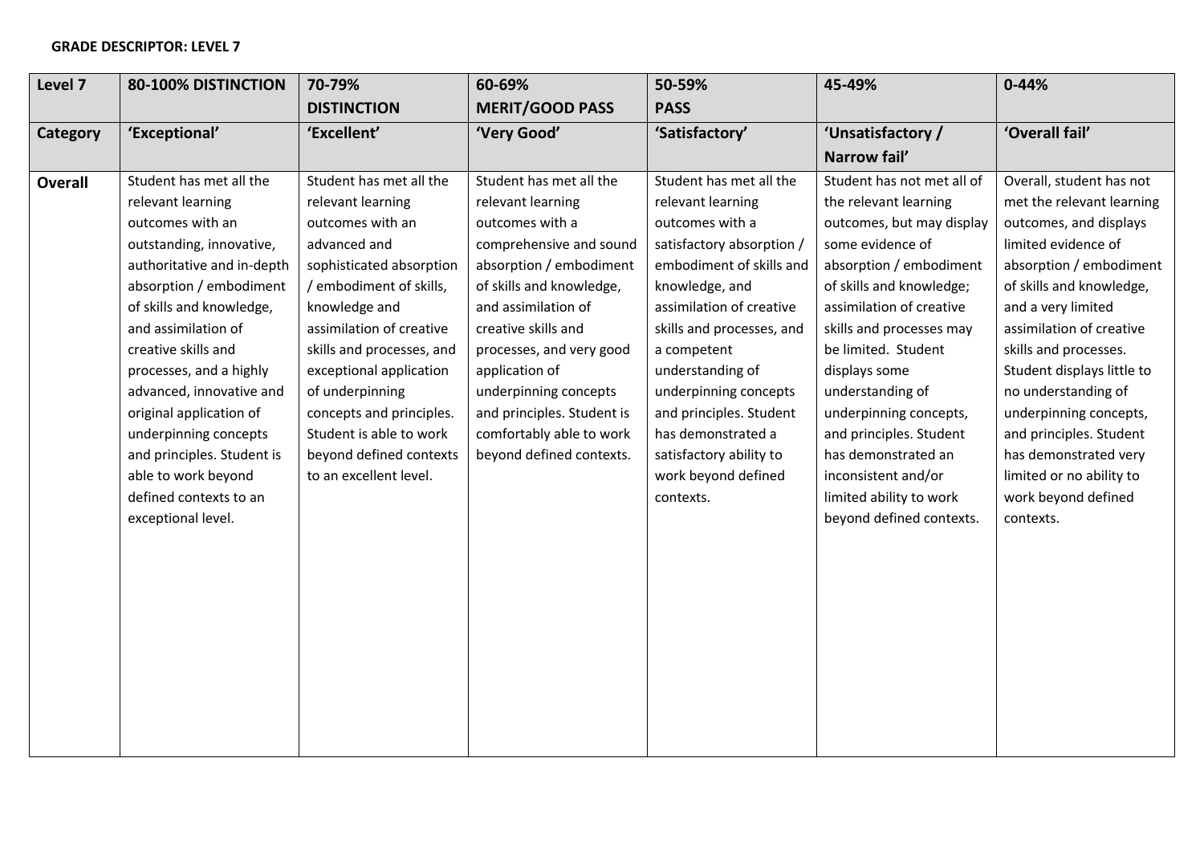**GRADE DESCRIPTOR: LEVEL 7**

| Level 7 | 80-100% DISTINCTION | 70-79% DISTINCTION | 60-69% MERIT/GOOD PASS | 50-59% PASS | 45-49% | 0-44% |
|---|---|---|---|---|---|---|
| **Category** | **'Exceptional'** | **'Excellent'** | **'Very Good'** | **'Satisfactory'** | **'Unsatisfactory / Narrow fail'** | **'Overall fail'** |
| **Overall** | Student has met all the relevant learning outcomes with an outstanding, innovative, authoritative and in-depth absorption / embodiment of skills and knowledge, and assimilation of creative skills and processes, and a highly advanced, innovative and original application of underpinning concepts and principles. Student is able to work beyond defined contexts to an exceptional level. | Student has met all the relevant learning outcomes with an advanced and sophisticated absorption / embodiment of skills, knowledge and assimilation of creative skills and processes, and exceptional application of underpinning concepts and principles. Student is able to work beyond defined contexts to an excellent level. | Student has met all the relevant learning outcomes with a comprehensive and sound absorption / embodiment of skills and knowledge, and assimilation of creative skills and processes, and very good application of underpinning concepts and principles. Student is comfortably able to work beyond defined contexts. | Student has met all the relevant learning outcomes with a satisfactory absorption / embodiment of skills and knowledge, and assimilation of creative skills and processes, and a competent understanding of underpinning concepts and principles. Student has demonstrated a satisfactory ability to work beyond defined contexts. | Student has not met all of the relevant learning outcomes, but may display some evidence of absorption / embodiment of skills and knowledge; assimilation of creative skills and processes may be limited. Student displays some understanding of underpinning concepts, and principles. Student has demonstrated an inconsistent and/or limited ability to work beyond defined contexts. | Overall, student has not met the relevant learning outcomes, and displays limited evidence of absorption / embodiment of skills and knowledge, and a very limited assimilation of creative skills and processes. Student displays little to no understanding of underpinning concepts, and principles. Student has demonstrated very limited or no ability to work beyond defined contexts. |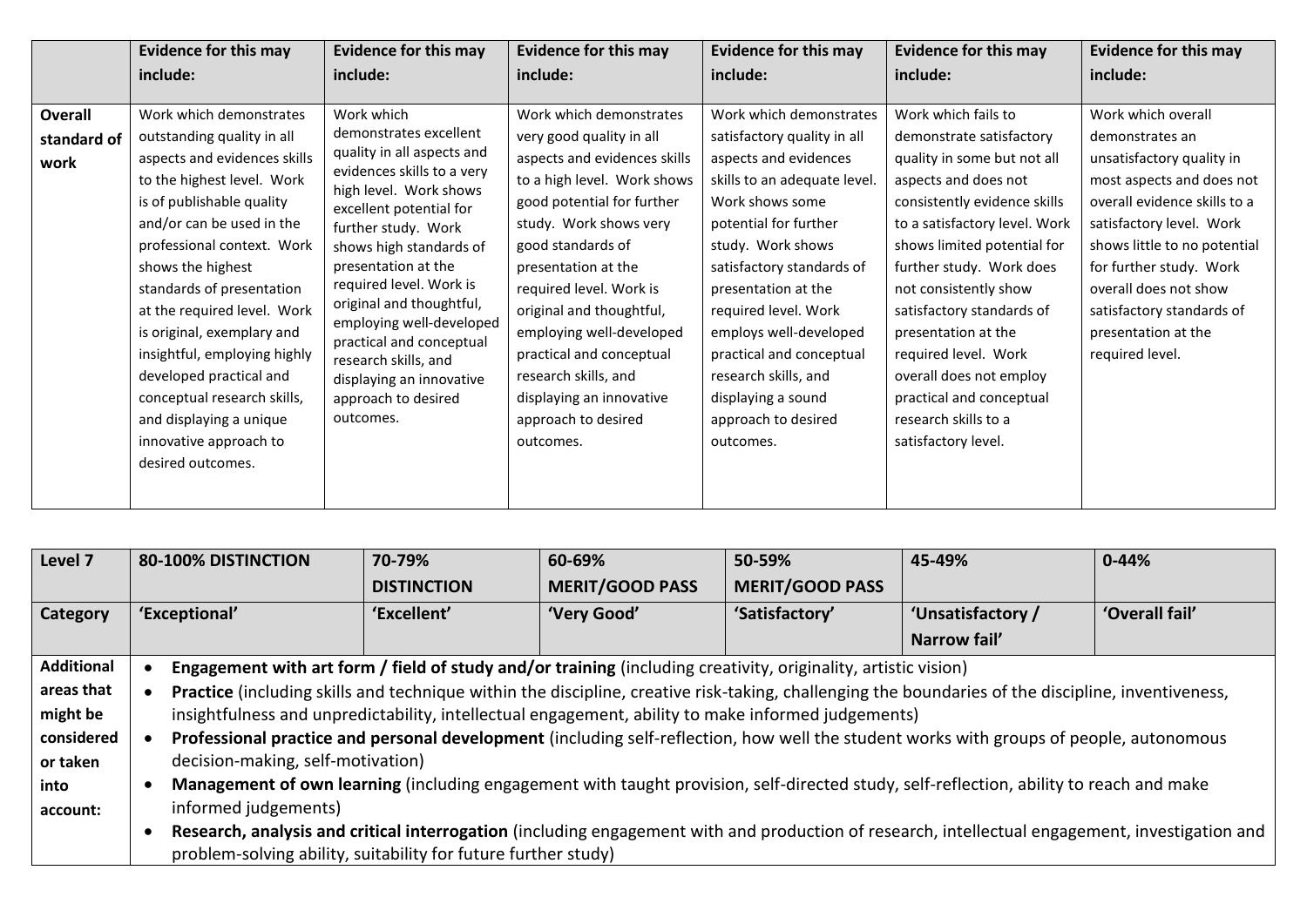| | Evidence for this may include: | Evidence for this may include: | Evidence for this may include: | Evidence for this may include: | Evidence for this may include: | Evidence for this may include: |
|---|---|---|---|---|---|---|
| **Overall standard of work** | Work which demonstrates outstanding quality in all aspects and evidences skills to the highest level. Work is of publishable quality and/or can be used in the professional context. Work shows the highest standards of presentation at the required level. Work is original, exemplary and insightful, employing highly developed practical and conceptual research skills, and displaying a unique innovative approach to desired outcomes. | Work which demonstrates excellent quality in all aspects and evidences skills to a very high level. Work shows excellent potential for further study. Work shows high standards of presentation at the required level. Work is original and thoughtful, employing well-developed practical and conceptual research skills, and displaying an innovative approach to desired outcomes. | Work which demonstrates very good quality in all aspects and evidences skills to a high level. Work shows good potential for further study. Work shows very good standards of presentation at the required level. Work is original and thoughtful, employing well-developed practical and conceptual research skills, and displaying an innovative approach to desired outcomes. | Work which demonstrates satisfactory quality in all aspects and evidences skills to an adequate level. Work shows some potential for further study. Work shows satisfactory standards of presentation at the required level. Work employs well-developed practical and conceptual research skills, and displaying a sound approach to desired outcomes. | Work which fails to demonstrate satisfactory quality in some but not all aspects and does not consistently evidence skills to a satisfactory level. Work shows limited potential for further study. Work does not consistently show satisfactory standards of presentation at the required level. Work overall does not employ practical and conceptual research skills to a satisfactory level. | Work which overall demonstrates an unsatisfactory quality in most aspects and does not overall evidence skills to a satisfactory level. Work shows little to no potential for further study. Work overall does not show satisfactory standards of presentation at the required level. |

| Level 7 | 80-100% DISTINCTION | 70-79% DISTINCTION | 60-69% MERIT/GOOD PASS | 50-59% MERIT/GOOD PASS | 45-49% | 0-44% |
|---|---|---|---|---|---|---|
| **Category** | **'Exceptional'** | **'Excellent'** | **'Very Good'** | **'Satisfactory'** | **'Unsatisfactory / Narrow fail'** | **'Overall fail'** |

**Additional areas that might be considered or taken into account:**

- **Engagement with art form / field of study and/or training** (including creativity, originality, artistic vision)
- **Practice** (including skills and technique within the discipline, creative risk-taking, challenging the boundaries of the discipline, inventiveness, insightfulness and unpredictability, intellectual engagement, ability to make informed judgements)
- **Professional practice and personal development** (including self-reflection, how well the student works with groups of people, autonomous decision-making, self-motivation)
- **Management of own learning** (including engagement with taught provision, self-directed study, self-reflection, ability to reach and make informed judgements)
- **Research, analysis and critical interrogation** (including engagement with and production of research, intellectual engagement, investigation and problem-solving ability, suitability for future further study)